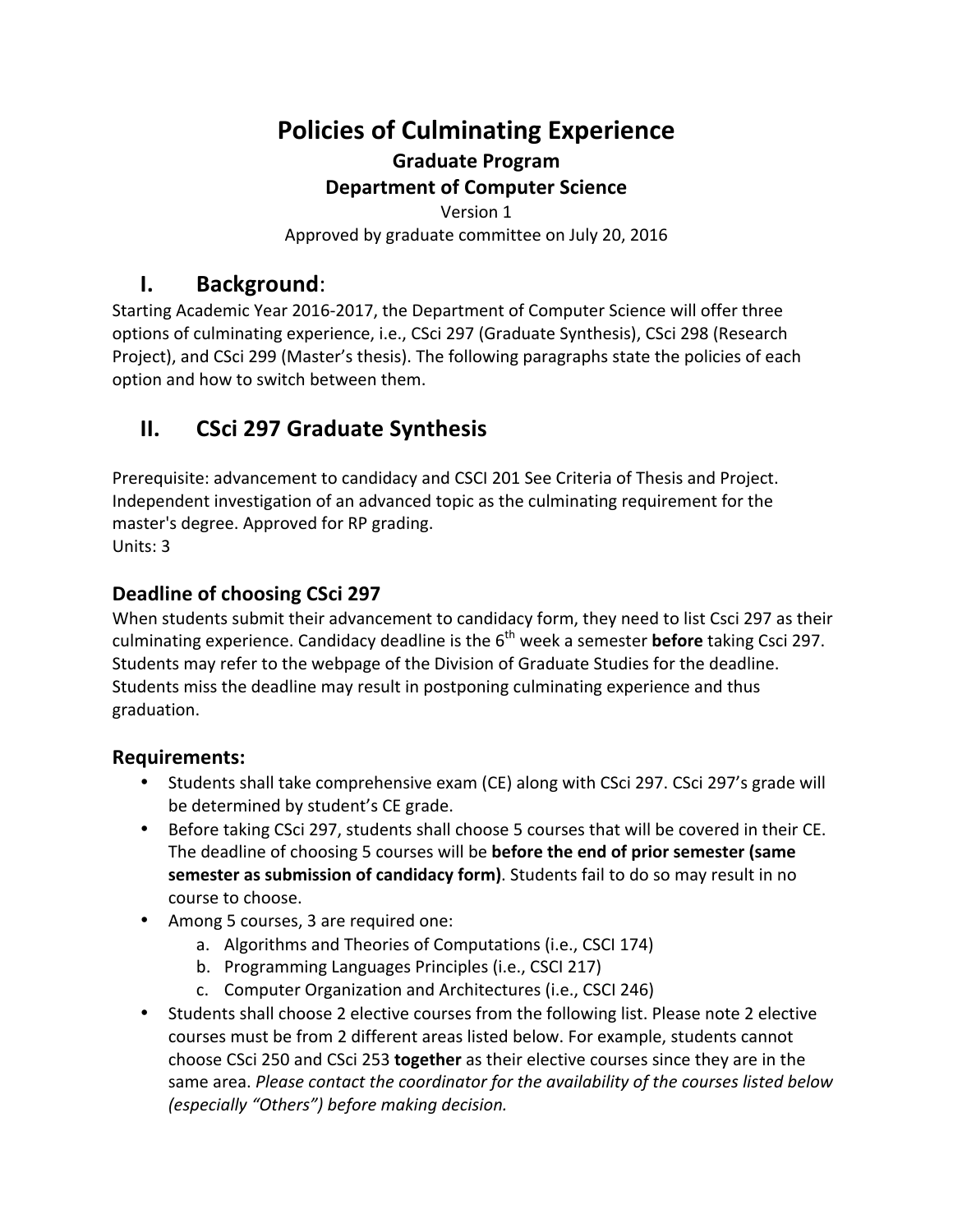# Policies of Culminating Experience

### Graduate Program

### Department of Computer Science

Version 1

Approved by graduate committee on July 20, 2016

## I. Background:

Starting Academic Year 2016-2017, the Department of Computer Science will offer three options of culminating experience, i.e., CSci 297 (Graduate Synthesis), CSci 298 (Research Project), and CSci 299 (Master's thesis). The following paragraphs state the policies of each option and how to switch between them.

## II. CSci 297 Graduate Synthesis

Prerequisite: advancement to candidacy and CSCI 201 See Criteria of Thesis and Project. Independent investigation of an advanced topic as the culminating requirement for the master's degree. Approved for RP grading.
Units: 3

### Deadline of choosing CSci 297

When students submit their advancement to candidacy form, they need to list Csci 297 as their culminating experience. Candidacy deadline is the 6th week a semester **before** taking Csci 297. Students may refer to the webpage of the Division of Graduate Studies for the deadline. Students miss the deadline may result in postponing culminating experience and thus graduation.

### Requirements:

- Students shall take comprehensive exam (CE) along with CSci 297. CSci 297's grade will be determined by student's CE grade.
- Before taking CSci 297, students shall choose 5 courses that will be covered in their CE. The deadline of choosing 5 courses will be **before the end of prior semester (same semester as submission of candidacy form)**. Students fail to do so may result in no course to choose.
- Among 5 courses, 3 are required one:
    a. Algorithms and Theories of Computations (i.e., CSCI 174)
    b. Programming Languages Principles (i.e., CSCI 217)
    c. Computer Organization and Architectures (i.e., CSCI 246)
- Students shall choose 2 elective courses from the following list. Please note 2 elective courses must be from 2 different areas listed below. For example, students cannot choose CSci 250 and CSci 253 **together** as their elective courses since they are in the same area. *Please contact the coordinator for the availability of the courses listed below (especially "Others") before making decision.*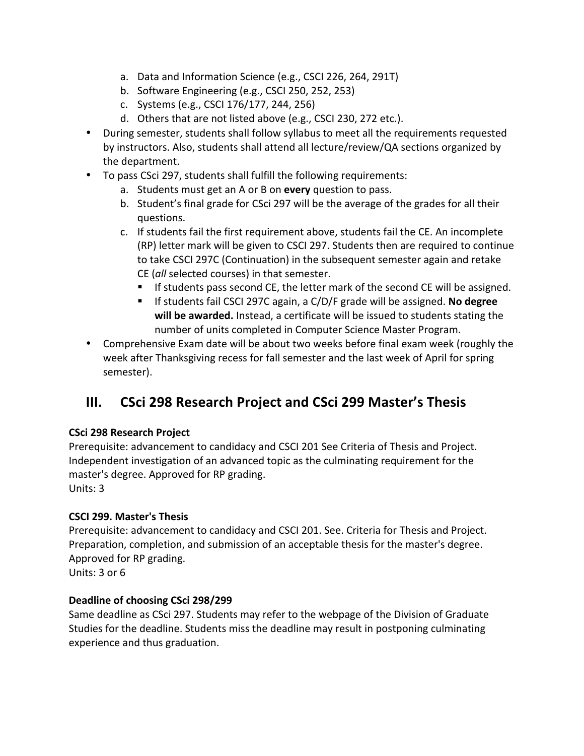a. Data and Information Science (e.g., CSCI 226, 264, 291T)
   b. Software Engineering (e.g., CSCI 250, 252, 253)
   c. Systems (e.g., CSCI 176/177, 244, 256)
   d. Others that are not listed above (e.g., CSCI 230, 272 etc.).

- During semester, students shall follow syllabus to meet all the requirements requested by instructors. Also, students shall attend all lecture/review/QA sections organized by the department.
- To pass CSci 297, students shall fulfill the following requirements:
   a. Students must get an A or B on **every** question to pass.
   b. Student's final grade for CSci 297 will be the average of the grades for all their questions.
   c. If students fail the first requirement above, students fail the CE. An incomplete (RP) letter mark will be given to CSCI 297. Students then are required to continue to take CSCI 297C (Continuation) in the subsequent semester again and retake CE (*all* selected courses) in that semester.
      - If students pass second CE, the letter mark of the second CE will be assigned.
      - If students fail CSCI 297C again, a C/D/F grade will be assigned. **No degree will be awarded.** Instead, a certificate will be issued to students stating the number of units completed in Computer Science Master Program.
- Comprehensive Exam date will be about two weeks before final exam week (roughly the week after Thanksgiving recess for fall semester and the last week of April for spring semester).

## III. CSci 298 Research Project and CSci 299 Master's Thesis

**CSci 298 Research Project**
Prerequisite: advancement to candidacy and CSCI 201 See Criteria of Thesis and Project. Independent investigation of an advanced topic as the culminating requirement for the master's degree. Approved for RP grading.
Units: 3

**CSCI 299. Master's Thesis**
Prerequisite: advancement to candidacy and CSCI 201. See. Criteria for Thesis and Project. Preparation, completion, and submission of an acceptable thesis for the master's degree. Approved for RP grading.
Units: 3 or 6

**Deadline of choosing CSci 298/299**
Same deadline as CSci 297. Students may refer to the webpage of the Division of Graduate Studies for the deadline. Students miss the deadline may result in postponing culminating experience and thus graduation.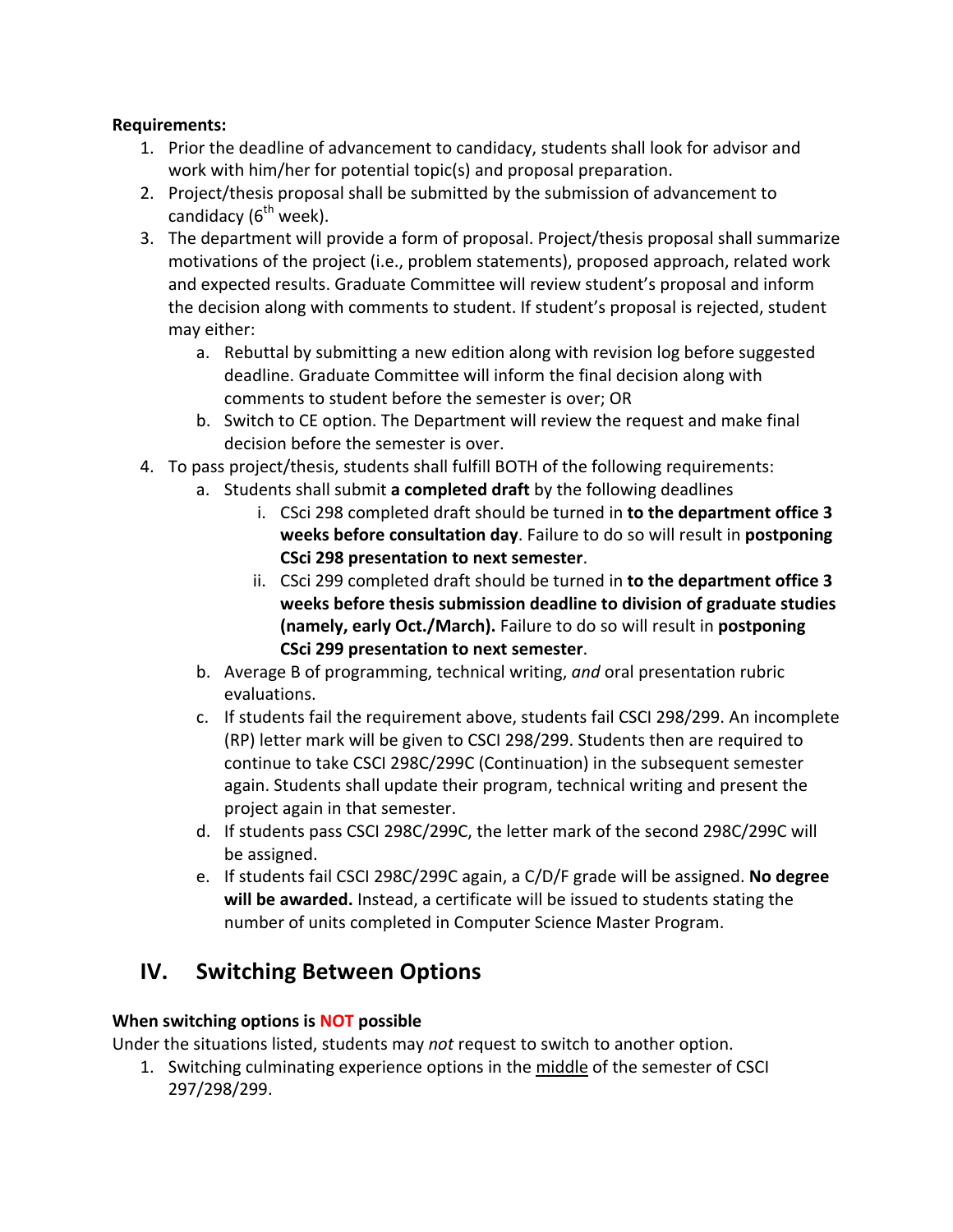**Requirements:**

1. Prior the deadline of advancement to candidacy, students shall look for advisor and work with him/her for potential topic(s) and proposal preparation.
2. Project/thesis proposal shall be submitted by the submission of advancement to candidacy ($6^{th}$ week).
3. The department will provide a form of proposal. Project/thesis proposal shall summarize motivations of the project (i.e., problem statements), proposed approach, related work and expected results. Graduate Committee will review student's proposal and inform the decision along with comments to student. If student's proposal is rejected, student may either:
    a. Rebuttal by submitting a new edition along with revision log before suggested deadline. Graduate Committee will inform the final decision along with comments to student before the semester is over; OR
    b. Switch to CE option. The Department will review the request and make final decision before the semester is over.
4. To pass project/thesis, students shall fulfill BOTH of the following requirements:
    a. Students shall submit **a completed draft** by the following deadlines
        i. CSci 298 completed draft should be turned in **to the department office 3 weeks before consultation day**. Failure to do so will result in **postponing CSci 298 presentation to next semester**.
        ii. CSci 299 completed draft should be turned in **to the department office 3 weeks before thesis submission deadline to division of graduate studies (namely, early Oct./March).** Failure to do so will result in **postponing CSci 299 presentation to next semester**.
    b. Average B of programming, technical writing, *and* oral presentation rubric evaluations.
    c. If students fail the requirement above, students fail CSCI 298/299. An incomplete (RP) letter mark will be given to CSCI 298/299. Students then are required to continue to take CSCI 298C/299C (Continuation) in the subsequent semester again. Students shall update their program, technical writing and present the project again in that semester.
    d. If students pass CSCI 298C/299C, the letter mark of the second 298C/299C will be assigned.
    e. If students fail CSCI 298C/299C again, a C/D/F grade will be assigned. **No degree will be awarded.** Instead, a certificate will be issued to students stating the number of units completed in Computer Science Master Program.

## IV. Switching Between Options

**When switching options is NOT possible**

Under the situations listed, students may *not* request to switch to another option.

1. Switching culminating experience options in the middle of the semester of CSCI 297/298/299.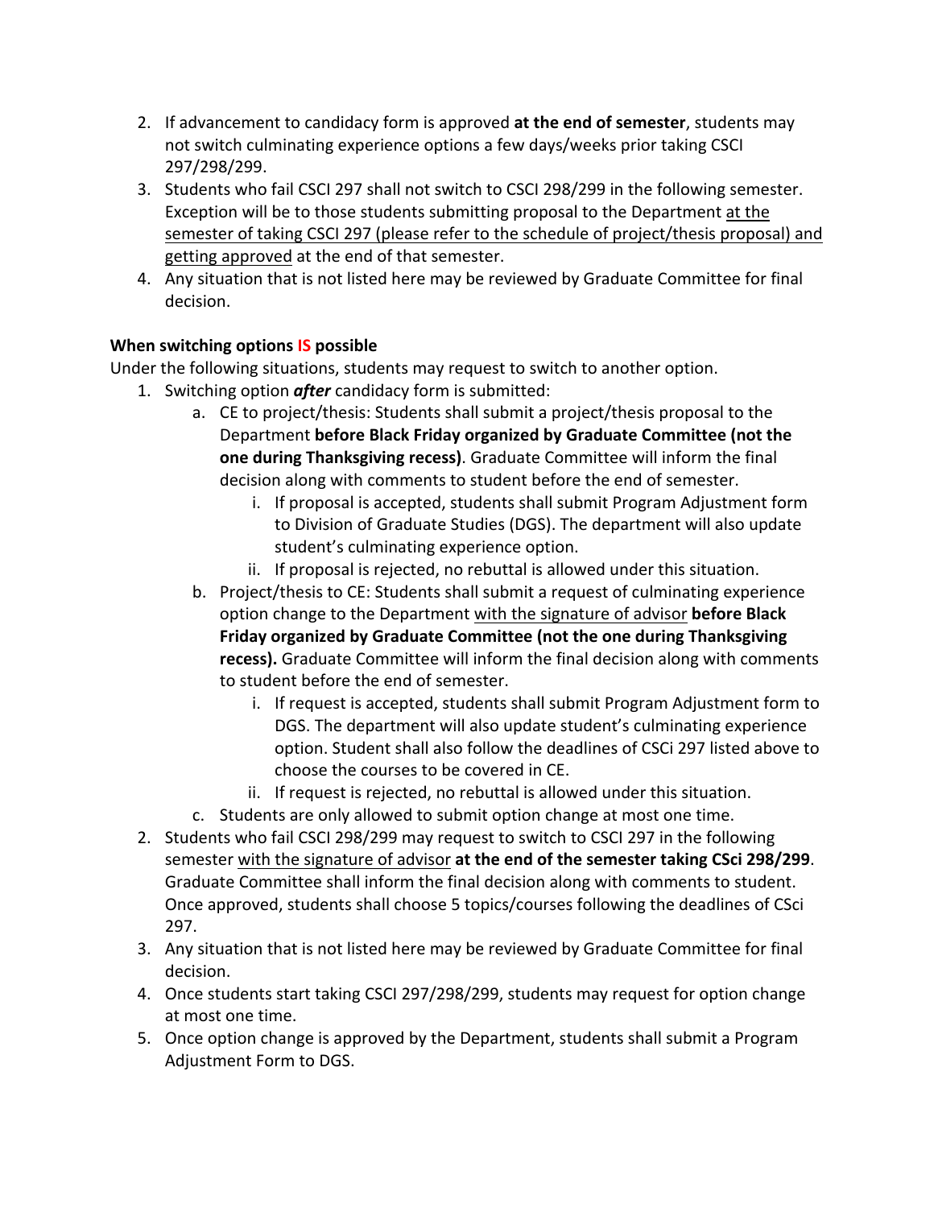2. If advancement to candidacy form is approved **at the end of semester**, students may not switch culminating experience options a few days/weeks prior taking CSCI 297/298/299.
3. Students who fail CSCI 297 shall not switch to CSCI 298/299 in the following semester. Exception will be to those students submitting proposal to the Department at the semester of taking CSCI 297 (please refer to the schedule of project/thesis proposal) and getting approved at the end of that semester.
4. Any situation that is not listed here may be reviewed by Graduate Committee for final decision.

**When switching options IS possible**

Under the following situations, students may request to switch to another option.

1. Switching option ***after*** candidacy form is submitted:
   a. CE to project/thesis: Students shall submit a project/thesis proposal to the Department **before Black Friday organized by Graduate Committee (not the one during Thanksgiving recess)**. Graduate Committee will inform the final decision along with comments to student before the end of semester.
      i. If proposal is accepted, students shall submit Program Adjustment form to Division of Graduate Studies (DGS). The department will also update student's culminating experience option.
      ii. If proposal is rejected, no rebuttal is allowed under this situation.
   b. Project/thesis to CE: Students shall submit a request of culminating experience option change to the Department with the signature of advisor **before Black Friday organized by Graduate Committee (not the one during Thanksgiving recess).** Graduate Committee will inform the final decision along with comments to student before the end of semester.
      i. If request is accepted, students shall submit Program Adjustment form to DGS. The department will also update student's culminating experience option. Student shall also follow the deadlines of CSCi 297 listed above to choose the courses to be covered in CE.
      ii. If request is rejected, no rebuttal is allowed under this situation.
   c. Students are only allowed to submit option change at most one time.
2. Students who fail CSCI 298/299 may request to switch to CSCI 297 in the following semester with the signature of advisor **at the end of the semester taking CSci 298/299**. Graduate Committee shall inform the final decision along with comments to student. Once approved, students shall choose 5 topics/courses following the deadlines of CSci 297.
3. Any situation that is not listed here may be reviewed by Graduate Committee for final decision.
4. Once students start taking CSCI 297/298/299, students may request for option change at most one time.
5. Once option change is approved by the Department, students shall submit a Program Adjustment Form to DGS.